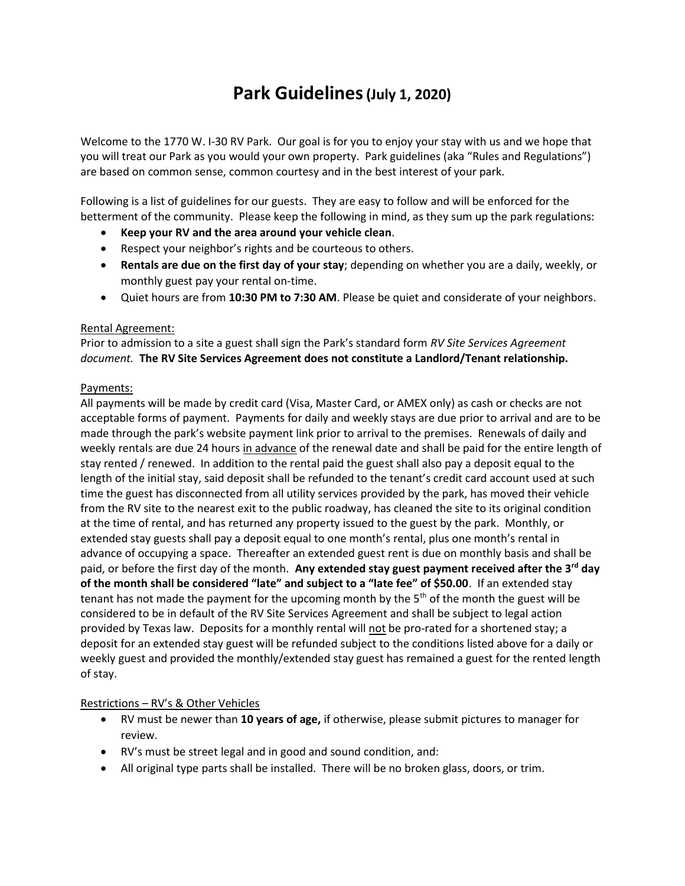# Park Guidelines (July 1, 2020)

Welcome to the 1770 W. I-30 RV Park. Our goal is for you to enjoy your stay with us and we hope that you will treat our Park as you would your own property. Park guidelines (aka "Rules and Regulations") are based on common sense, common courtesy and in the best interest of your park.

Following is a list of guidelines for our guests. They are easy to follow and will be enforced for the betterment of the community. Please keep the following in mind, as they sum up the park regulations:

- **Keep your RV and the area around your vehicle clean**.
- Respect your neighbor's rights and be courteous to others.
- **Rentals are due on the first day of your stay**; depending on whether you are a daily, weekly, or monthly guest pay your rental on-time.
- Quiet hours are from **10:30 PM to 7:30 AM**. Please be quiet and considerate of your neighbors.

<u>Rental Agreement:</u>
Prior to admission to a site a guest shall sign the Park's standard form *RV Site Services Agreement document.* **The RV Site Services Agreement does not constitute a Landlord/Tenant relationship.**

<u>Payments:</u>
All payments will be made by credit card (Visa, Master Card, or AMEX only) as cash or checks are not acceptable forms of payment. Payments for daily and weekly stays are due prior to arrival and are to be made through the park's website payment link prior to arrival to the premises. Renewals of daily and weekly rentals are due 24 hours <u>in advance</u> of the renewal date and shall be paid for the entire length of stay rented / renewed. In addition to the rental paid the guest shall also pay a deposit equal to the length of the initial stay, said deposit shall be refunded to the tenant's credit card account used at such time the guest has disconnected from all utility services provided by the park, has moved their vehicle from the RV site to the nearest exit to the public roadway, has cleaned the site to its original condition at the time of rental, and has returned any property issued to the guest by the park. Monthly, or extended stay guests shall pay a deposit equal to one month's rental, plus one month's rental in advance of occupying a space. Thereafter an extended guest rent is due on monthly basis and shall be paid, or before the first day of the month. **Any extended stay guest payment received after the 3rd day of the month shall be considered "late" and subject to a "late fee" of $50.00**. If an extended stay tenant has not made the payment for the upcoming month by the 5th of the month the guest will be considered to be in default of the RV Site Services Agreement and shall be subject to legal action provided by Texas law. Deposits for a monthly rental will <u>not</u> be pro-rated for a shortened stay; a deposit for an extended stay guest will be refunded subject to the conditions listed above for a daily or weekly guest and provided the monthly/extended stay guest has remained a guest for the rented length of stay.

<u>Restrictions – RV's & Other Vehicles</u>

- RV must be newer than **10 years of age,** if otherwise, please submit pictures to manager for review.
- RV's must be street legal and in good and sound condition, and:
- All original type parts shall be installed. There will be no broken glass, doors, or trim.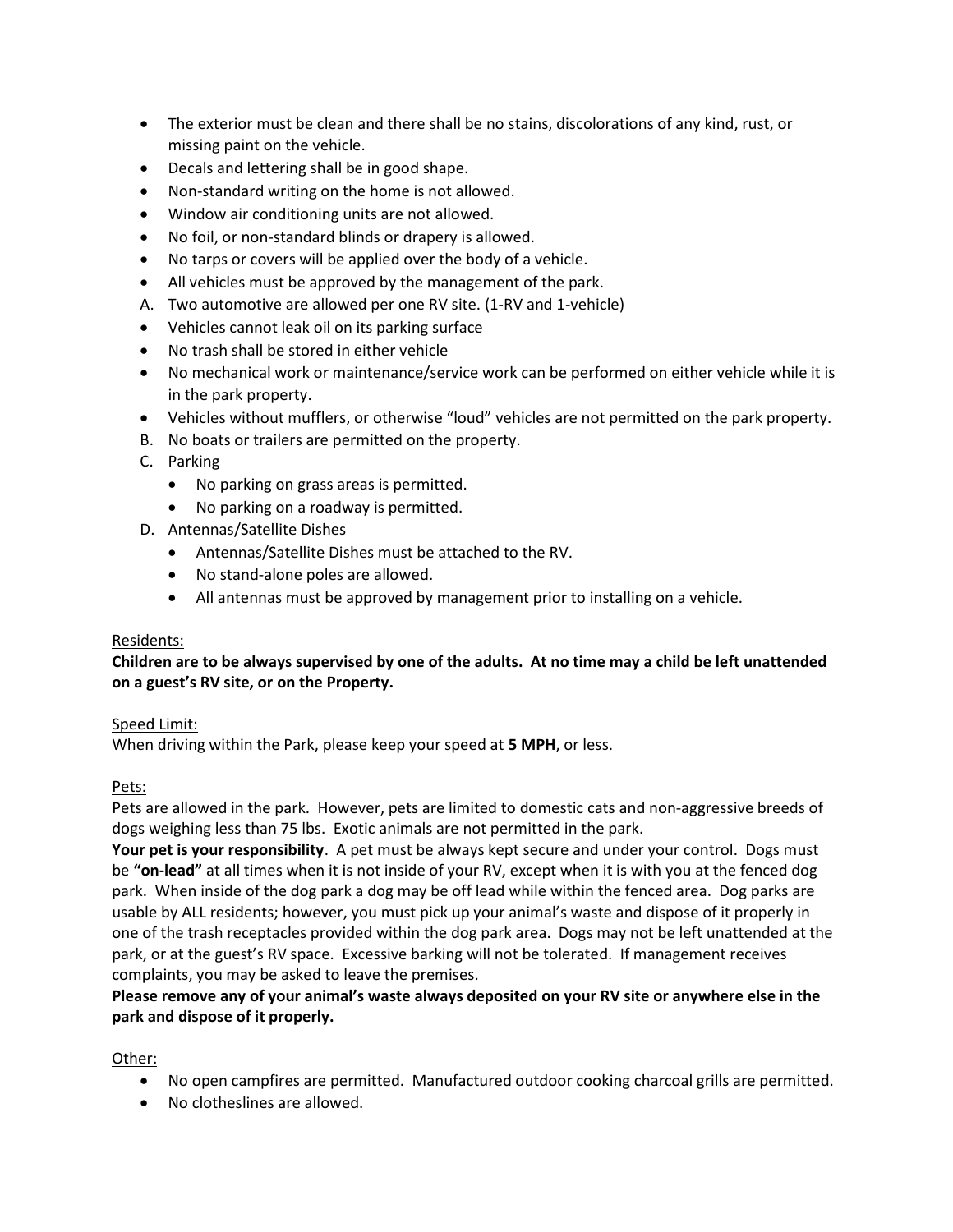- The exterior must be clean and there shall be no stains, discolorations of any kind, rust, or missing paint on the vehicle.
- Decals and lettering shall be in good shape.
- Non-standard writing on the home is not allowed.
- Window air conditioning units are not allowed.
- No foil, or non-standard blinds or drapery is allowed.
- No tarps or covers will be applied over the body of a vehicle.
- All vehicles must be approved by the management of the park.

A. Two automotive are allowed per one RV site. (1-RV and 1-vehicle)

- Vehicles cannot leak oil on its parking surface
- No trash shall be stored in either vehicle
- No mechanical work or maintenance/service work can be performed on either vehicle while it is in the park property.
- Vehicles without mufflers, or otherwise "loud" vehicles are not permitted on the park property.

B. No boats or trailers are permitted on the property.

C. Parking
   - No parking on grass areas is permitted.
   - No parking on a roadway is permitted.

D. Antennas/Satellite Dishes
   - Antennas/Satellite Dishes must be attached to the RV.
   - No stand-alone poles are allowed.
   - All antennas must be approved by management prior to installing on a vehicle.

<u>Residents:</u>

**Children are to be always supervised by one of the adults. At no time may a child be left unattended on a guest's RV site, or on the Property.**

<u>Speed Limit:</u>

When driving within the Park, please keep your speed at **5 MPH**, or less.

<u>Pets:</u>

Pets are allowed in the park. However, pets are limited to domestic cats and non-aggressive breeds of dogs weighing less than 75 lbs. Exotic animals are not permitted in the park.

**Your pet is your responsibility**. A pet must be always kept secure and under your control. Dogs must be **"on-lead"** at all times when it is not inside of your RV, except when it is with you at the fenced dog park. When inside of the dog park a dog may be off lead while within the fenced area. Dog parks are usable by ALL residents; however, you must pick up your animal's waste and dispose of it properly in one of the trash receptacles provided within the dog park area. Dogs may not be left unattended at the park, or at the guest's RV space. Excessive barking will not be tolerated. If management receives complaints, you may be asked to leave the premises.

**Please remove any of your animal's waste always deposited on your RV site or anywhere else in the park and dispose of it properly.**

<u>Other:</u>

- No open campfires are permitted. Manufactured outdoor cooking charcoal grills are permitted.
- No clotheslines are allowed.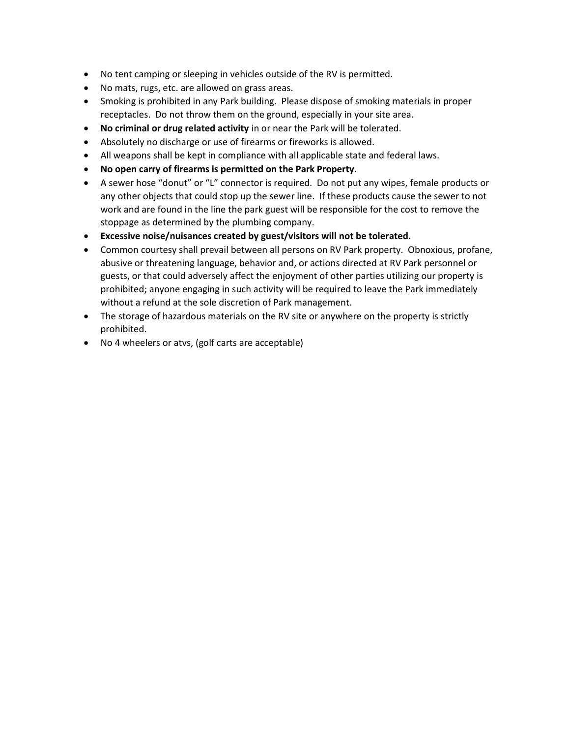- No tent camping or sleeping in vehicles outside of the RV is permitted.
- No mats, rugs, etc. are allowed on grass areas.
- Smoking is prohibited in any Park building. Please dispose of smoking materials in proper receptacles. Do not throw them on the ground, especially in your site area.
- **No criminal or drug related activity** in or near the Park will be tolerated.
- Absolutely no discharge or use of firearms or fireworks is allowed.
- All weapons shall be kept in compliance with all applicable state and federal laws.
- **No open carry of firearms is permitted on the Park Property.**
- A sewer hose “donut” or “L” connector is required. Do not put any wipes, female products or any other objects that could stop up the sewer line. If these products cause the sewer to not work and are found in the line the park guest will be responsible for the cost to remove the stoppage as determined by the plumbing company.
- **Excessive noise/nuisances created by guest/visitors will not be tolerated.**
- Common courtesy shall prevail between all persons on RV Park property. Obnoxious, profane, abusive or threatening language, behavior and, or actions directed at RV Park personnel or guests, or that could adversely affect the enjoyment of other parties utilizing our property is prohibited; anyone engaging in such activity will be required to leave the Park immediately without a refund at the sole discretion of Park management.
- The storage of hazardous materials on the RV site or anywhere on the property is strictly prohibited.
- No 4 wheelers or atvs, (golf carts are acceptable)